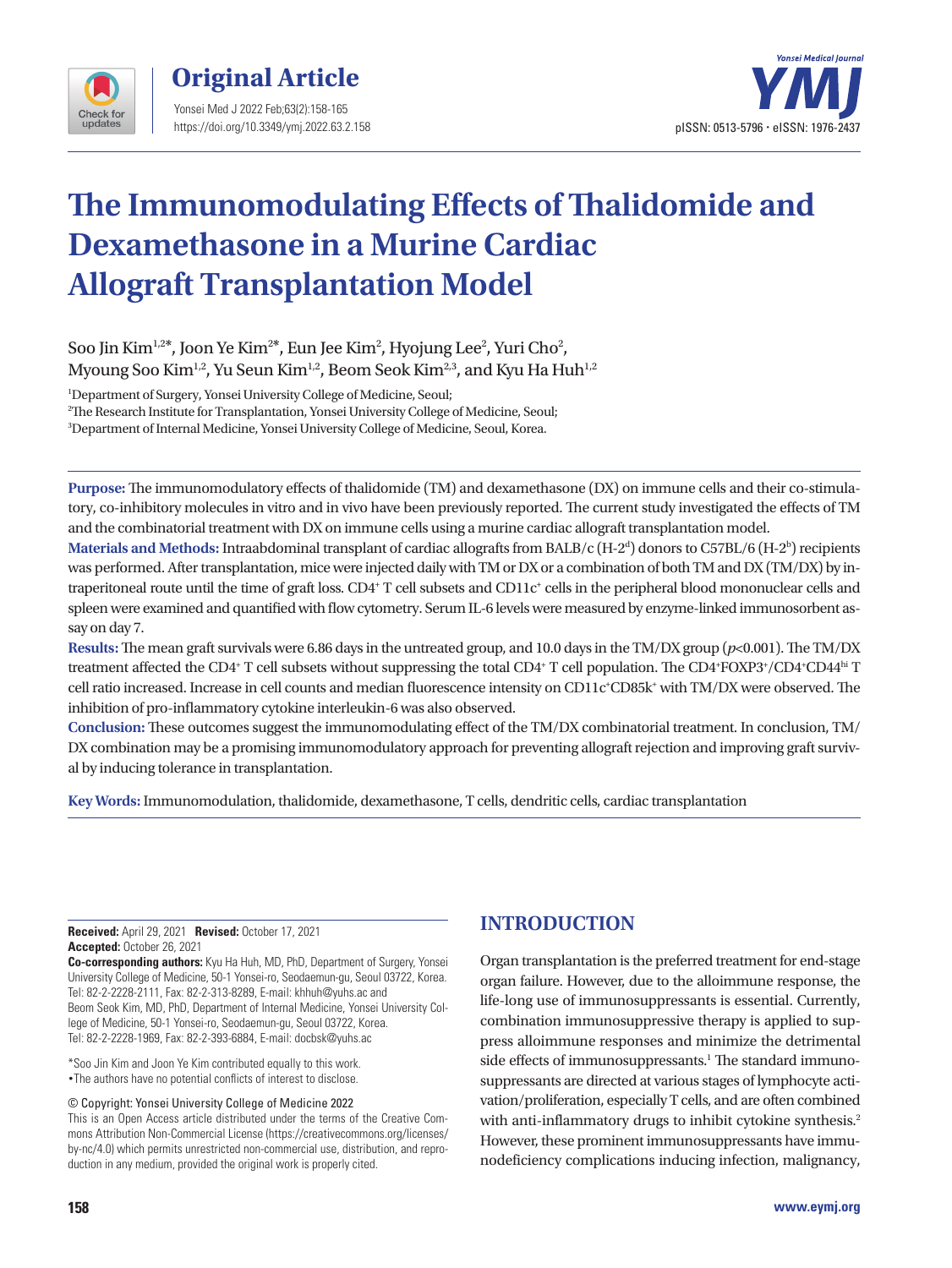Original Article

# The Immunomodulating Effects of Thalidomide and Dexamethasone in a Murine Cardiac Allograft Transplantation Model

Soo Jin Kim[1,2*], Joon Ye Kim[2*], Eun Jee Kim[2], Hyojung Lee[2], Yuri Cho[2], Myoung Soo Kim[1,2], Yu Seun Kim[1,2], Beom Seok Kim[2,3], and Kyu Ha Huh[1,2]

[1]Department of Surgery, Yonsei University College of Medicine, Seoul;
[2]The Research Institute for Transplantation, Yonsei University College of Medicine, Seoul;
[3]Department of Internal Medicine, Yonsei University College of Medicine, Seoul, Korea.

**Purpose:** The immunomodulatory effects of thalidomide (TM) and dexamethasone (DX) on immune cells and their co-stimulatory, co-inhibitory molecules in vitro and in vivo have been previously reported. The current study investigated the effects of TM and the combinatorial treatment with DX on immune cells using a murine cardiac allograft transplantation model.

**Materials and Methods:** Intraabdominal transplant of cardiac allografts from BALB/c (H-$2^d$) donors to C57BL/6 (H-$2^b$) recipients was performed. After transplantation, mice were injected daily with TM or DX or a combination of both TM and DX (TM/DX) by intraperitoneal route until the time of graft loss. $CD4^+$ T cell subsets and $CD11c^+$ cells in the peripheral blood mononuclear cells and spleen were examined and quantified with flow cytometry. Serum IL-6 levels were measured by enzyme-linked immunosorbent assay on day 7.

**Results:** The mean graft survivals were 6.86 days in the untreated group, and 10.0 days in the TM/DX group ($p<0.001$). The TM/DX treatment affected the $CD4^+$ T cell subsets without suppressing the total $CD4^+$ T cell population. The $CD4^+FOXP3^+/CD4^+CD44^{hi}$ T cell ratio increased. Increase in cell counts and median fluorescence intensity on $CD11c^+CD85k^+$ with TM/DX were observed. The inhibition of pro-inflammatory cytokine interleukin-6 was also observed.

**Conclusion:** These outcomes suggest the immunomodulating effect of the TM/DX combinatorial treatment. In conclusion, TM/DX combination may be a promising immunomodulatory approach for preventing allograft rejection and improving graft survival by inducing tolerance in transplantation.

**Key Words:** Immunomodulation, thalidomide, dexamethasone, T cells, dendritic cells, cardiac transplantation

**Received:** April 29, 2021 **Revised:** October 17, 2021
**Accepted:** October 26, 2021

**Co-corresponding authors:** Kyu Ha Huh, MD, PhD, Department of Surgery, Yonsei University College of Medicine, 50-1 Yonsei-ro, Seodaemun-gu, Seoul 03722, Korea. Tel: 82-2-2228-2111, Fax: 82-2-313-8289, E-mail: khhuh@yuhs.ac and Beom Seok Kim, MD, PhD, Department of Internal Medicine, Yonsei University College of Medicine, 50-1 Yonsei-ro, Seodaemun-gu, Seoul 03722, Korea. Tel: 82-2-2228-1969, Fax: 82-2-393-6884, E-mail: docbsk@yuhs.ac

*Soo Jin Kim and Joon Ye Kim contributed equally to this work.
•The authors have no potential conflicts of interest to disclose.

© Copyright: Yonsei University College of Medicine 2022
This is an Open Access article distributed under the terms of the Creative Commons Attribution Non-Commercial License (https://creativecommons.org/licenses/by-nc/4.0) which permits unrestricted non-commercial use, distribution, and reproduction in any medium, provided the original work is properly cited.

## INTRODUCTION

Organ transplantation is the preferred treatment for end-stage organ failure. However, due to the alloimmune response, the life-long use of immunosuppressants is essential. Currently, combination immunosuppressive therapy is applied to suppress alloimmune responses and minimize the detrimental side effects of immunosuppressants.[1] The standard immunosuppressants are directed at various stages of lymphocyte activation/proliferation, especially T cells, and are often combined with anti-inflammatory drugs to inhibit cytokine synthesis.[2] However, these prominent immunosuppressants have immunodeficiency complications inducing infection, malignancy,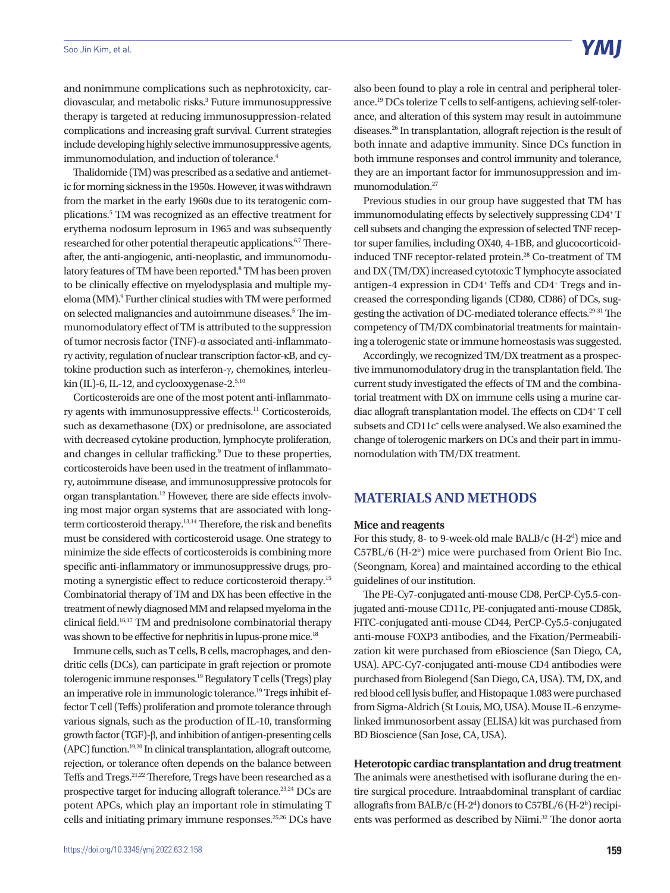and nonimmune complications such as nephrotoxicity, cardiovascular, and metabolic risks.[3] Future immunosuppressive therapy is targeted at reducing immunosuppression-related complications and increasing graft survival. Current strategies include developing highly selective immunosuppressive agents, immunomodulation, and induction of tolerance.[4]

Thalidomide (TM) was prescribed as a sedative and antiemetic for morning sickness in the 1950s. However, it was withdrawn from the market in the early 1960s due to its teratogenic complications.[5] TM was recognized as an effective treatment for erythema nodosum leprosum in 1965 and was subsequently researched for other potential therapeutic applications.[6,7] Thereafter, the anti-angiogenic, anti-neoplastic, and immunomodulatory features of TM have been reported.[8] TM has been proven to be clinically effective on myelodysplasia and multiple myeloma (MM).[9] Further clinical studies with TM were performed on selected malignancies and autoimmune diseases.[5] The immunomodulatory effect of TM is attributed to the suppression of tumor necrosis factor (TNF)-α associated anti-inflammatory activity, regulation of nuclear transcription factor-κB, and cytokine production such as interferon-γ, chemokines, interleukin (IL)-6, IL-12, and cyclooxygenase-2.[5,10]

Corticosteroids are one of the most potent anti-inflammatory agents with immunosuppressive effects.[11] Corticosteroids, such as dexamethasone (DX) or prednisolone, are associated with decreased cytokine production, lymphocyte proliferation, and changes in cellular trafficking.[9] Due to these properties, corticosteroids have been used in the treatment of inflammatory, autoimmune disease, and immunosuppressive protocols for organ transplantation.[12] However, there are side effects involving most major organ systems that are associated with long-term corticosteroid therapy.[13,14] Therefore, the risk and benefits must be considered with corticosteroid usage. One strategy to minimize the side effects of corticosteroids is combining more specific anti-inflammatory or immunosuppressive drugs, promoting a synergistic effect to reduce corticosteroid therapy.[15] Combinatorial therapy of TM and DX has been effective in the treatment of newly diagnosed MM and relapsed myeloma in the clinical field.[16,17] TM and prednisolone combinatorial therapy was shown to be effective for nephritis in lupus-prone mice.[18]

Immune cells, such as T cells, B cells, macrophages, and dendritic cells (DCs), can participate in graft rejection or promote tolerogenic immune responses.[19] Regulatory T cells (Tregs) play an imperative role in immunologic tolerance.[19] Tregs inhibit effector T cell (Teffs) proliferation and promote tolerance through various signals, such as the production of IL-10, transforming growth factor (TGF)-β, and inhibition of antigen-presenting cells (APC) function.[19,20] In clinical transplantation, allograft outcome, rejection, or tolerance often depends on the balance between Teffs and Tregs.[21,22] Therefore, Tregs have been researched as a prospective target for inducing allograft tolerance.[23,24] DCs are potent APCs, which play an important role in stimulating T cells and initiating primary immune responses.[25,26] DCs have also been found to play a role in central and peripheral tolerance.[19] DCs tolerize T cells to self-antigens, achieving self-tolerance, and alteration of this system may result in autoimmune diseases.[26] In transplantation, allograft rejection is the result of both innate and adaptive immunity. Since DCs function in both immune responses and control immunity and tolerance, they are an important factor for immunosuppression and immunomodulation.[27]

Previous studies in our group have suggested that TM has immunomodulating effects by selectively suppressing $CD4^+$ T cell subsets and changing the expression of selected TNF receptor super families, including OX40, 4-1BB, and glucocorticoid-induced TNF receptor-related protein.[28] Co-treatment of TM and DX (TM/DX) increased cytotoxic T lymphocyte associated antigen-4 expression in $CD4^+$ Teffs and $CD4^+$ Tregs and increased the corresponding ligands (CD80, CD86) of DCs, suggesting the activation of DC-mediated tolerance effects.[29-31] The competency of TM/DX combinatorial treatments for maintaining a tolerogenic state or immune homeostasis was suggested.

Accordingly, we recognized TM/DX treatment as a prospective immunomodulatory drug in the transplantation field. The current study investigated the effects of TM and the combinatorial treatment with DX on immune cells using a murine cardiac allograft transplantation model. The effects on $CD4^+$ T cell subsets and $CD11c^+$ cells were analysed. We also examined the change of tolerogenic markers on DCs and their part in immunomodulation with TM/DX treatment.

## MATERIALS AND METHODS

### Mice and reagents

For this study, 8- to 9-week-old male BALB/c ($H\text{-}2^d$) mice and C57BL/6 ($H\text{-}2^b$) mice were purchased from Orient Bio Inc. (Seongnam, Korea) and maintained according to the ethical guidelines of our institution.

The PE-Cy7-conjugated anti-mouse CD8, PerCP-Cy5.5-conjugated anti-mouse CD11c, PE-conjugated anti-mouse CD85k, FITC-conjugated anti-mouse CD44, PerCP-Cy5.5-conjugated anti-mouse FOXP3 antibodies, and the Fixation/Permeabilization kit were purchased from eBioscience (San Diego, CA, USA). APC-Cy7-conjugated anti-mouse CD4 antibodies were purchased from Biolegend (San Diego, CA, USA). TM, DX, and red blood cell lysis buffer, and Histopaque 1.083 were purchased from Sigma-Aldrich (St Louis, MO, USA). Mouse IL-6 enzyme-linked immunosorbent assay (ELISA) kit was purchased from BD Bioscience (San Jose, CA, USA).

### Heterotopic cardiac transplantation and drug treatment

The animals were anesthetised with isoflurane during the entire surgical procedure. Intraabdominal transplant of cardiac allografts from BALB/c ($H\text{-}2^d$) donors to C57BL/6 ($H\text{-}2^b$) recipients was performed as described by Niimi.[32] The donor aorta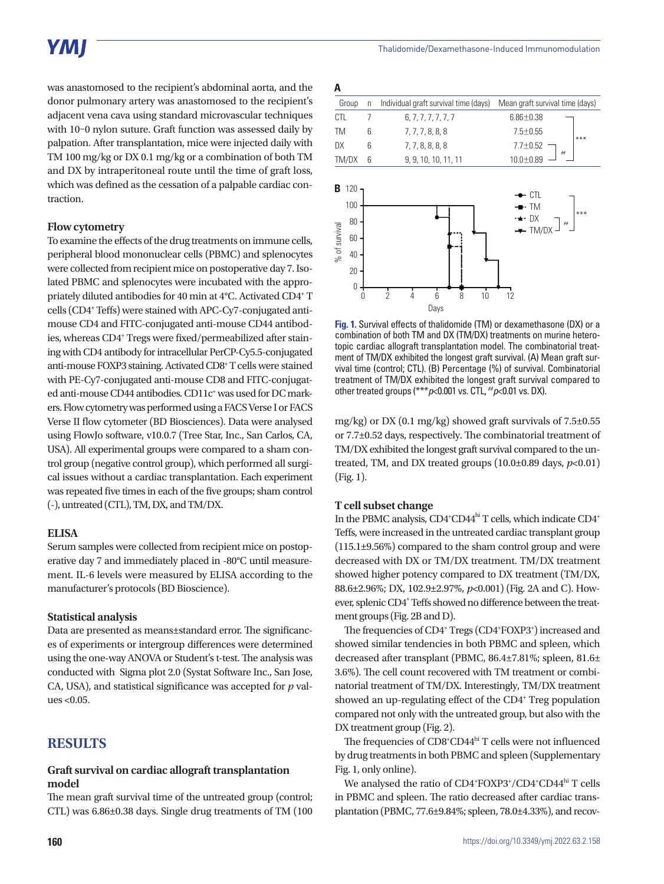was anastomosed to the recipient's abdominal aorta, and the donor pulmonary artery was anastomosed to the recipient's adjacent vena cava using standard microvascular techniques with 10-0 nylon suture. Graft function was assessed daily by palpation. After transplantation, mice were injected daily with TM 100 mg/kg or DX 0.1 mg/kg or a combination of both TM and DX by intraperitoneal route until the time of graft loss, which was defined as the cessation of a palpable cardiac contraction.

### Flow cytometry

To examine the effects of the drug treatments on immune cells, peripheral blood mononuclear cells (PBMC) and splenocytes were collected from recipient mice on postoperative day 7. Isolated PBMC and splenocytes were incubated with the appropriately diluted antibodies for 40 min at 4°C. Activated $CD4^+$ T cells ($CD4^+$ Teffs) were stained with APC-Cy7-conjugated anti-mouse CD4 and FITC-conjugated anti-mouse CD44 antibodies, whereas $CD4^+$ Tregs were fixed/permeabilized after staining with CD4 antibody for intracellular PerCP-Cy5.5-conjugated anti-mouse FOXP3 staining. Activated $CD8^+$ T cells were stained with PE-Cy7-conjugated anti-mouse CD8 and FITC-conjugated anti-mouse CD44 antibodies. $CD11c^+$ was used for DC markers. Flow cytometry was performed using a FACS Verse I or FACS Verse II flow cytometer (BD Biosciences). Data were analysed using FlowJo software, v10.0.7 (Tree Star, Inc., San Carlos, CA, USA). All experimental groups were compared to a sham control group (negative control group), which performed all surgical issues without a cardiac transplantation. Each experiment was repeated five times in each of the five groups; sham control (-), untreated (CTL), TM, DX, and TM/DX.

### ELISA

Serum samples were collected from recipient mice on postoperative day 7 and immediately placed in -80°C until measurement. IL-6 levels were measured by ELISA according to the manufacturer's protocols (BD Bioscience).

### Statistical analysis

Data are presented as means±standard error. The significances of experiments or intergroup differences were determined using the one-way ANOVA or Student's t-test. The analysis was conducted with Sigma plot 2.0 (Systat Software Inc., San Jose, CA, USA), and statistical significance was accepted for *p* values <0.05.

## RESULTS

### Graft survival on cardiac allograft transplantation model

The mean graft survival time of the untreated group (control; CTL) was 6.86±0.38 days. Single drug treatments of TM (100 mg/kg) or DX (0.1 mg/kg) showed graft survivals of 7.5±0.55 or 7.7±0.52 days, respectively. The combinatorial treatment of TM/DX exhibited the longest graft survival compared to the untreated, TM, and DX treated groups (10.0±0.89 days, $p<0.01$) (Fig. 1).

**A**

| Group | n | Individual graft survival time (days) | Mean graft survival time (days) |
|---|---|---|---|
| CTL | 7 | 6, 7, 7, 7, 7, 7, 7 | 6.86±0.38 |
| TM | 6 | 7, 7, 7, 8, 8, 8 | 7.5±0.55 |
| DX | 6 | 7, 7, 8, 8, 8, 8 | 7.7±0.52 |
| TM/DX | 6 | 9, 9, 10, 10, 11, 11 | 10.0±0.89 *** (vs. CTL), ## (vs. DX) |

**B**

**Fig. 1.** Survival effects of thalidomide (TM) or dexamethasone (DX) or a combination of both TM and DX (TM/DX) treatments on murine heterotopic cardiac allograft transplantation model. The combinatorial treatment of TM/DX exhibited the longest graft survival. (A) Mean graft survival time (control; CTL). (B) Percentage (%) of survival. Combinatorial treatment of TM/DX exhibited the longest graft survival compared to other treated groups (****p*<0.001 vs. CTL, ##*p*<0.01 vs. DX).

### T cell subset change

In the PBMC analysis, $CD4^+CD44^{hi}$ T cells, which indicate $CD4^+$ Teffs, were increased in the untreated cardiac transplant group (115.1±9.56%) compared to the sham control group and were decreased with DX or TM/DX treatment. TM/DX treatment showed higher potency compared to DX treatment (TM/DX, 88.6±2.96%; DX, 102.9±2.97%, $p<0.001$) (Fig. 2A and C). However, splenic $CD4^+$ Teffs showed no difference between the treatment groups (Fig. 2B and D).

The frequencies of $CD4^+$ Tregs ($CD4^+FOXP3^+$) increased and showed similar tendencies in both PBMC and spleen, which decreased after transplant (PBMC, 86.4±7.81%; spleen, 81.6±3.6%). The cell count recovered with TM treatment or combinatorial treatment of TM/DX. Interestingly, TM/DX treatment showed an up-regulating effect of the $CD4^+$ Treg population compared not only with the untreated group, but also with the DX treatment group (Fig. 2).

The frequencies of $CD8^+CD44^{hi}$ T cells were not influenced by drug treatments in both PBMC and spleen (Supplementary Fig. 1, only online).

We analysed the ratio of $CD4^+FOXP3^+/CD4^+CD44^{hi}$ T cells in PBMC and spleen. The ratio decreased after cardiac transplantation (PBMC, 77.6±9.84%; spleen, 78.0±4.33%), and recov-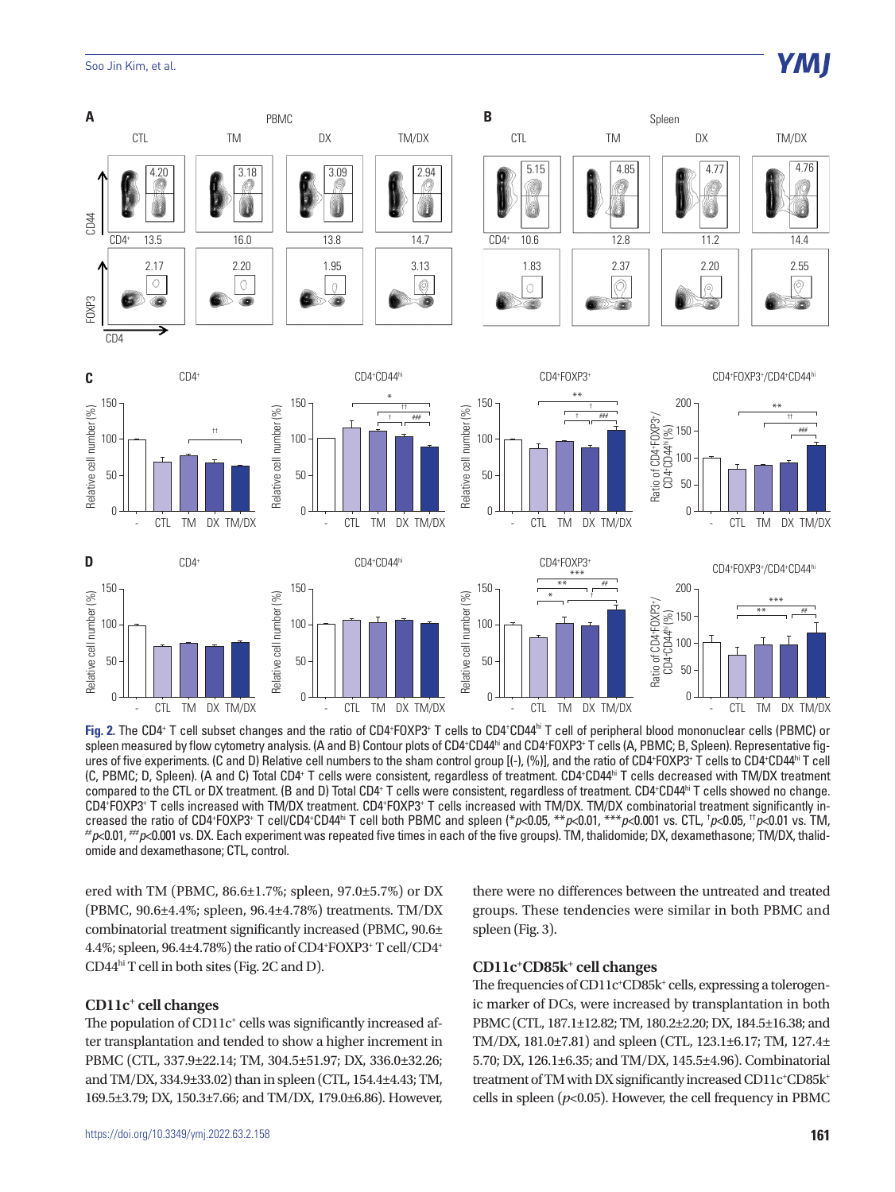**Fig. 2.** The $CD4^+$ T cell subset changes and the ratio of $CD4^+FOXP3^+$ T cells to $CD4^+CD44^{hi}$ T cell of peripheral blood mononuclear cells (PBMC) or spleen measured by flow cytometry analysis. (A and B) Contour plots of $CD4^+CD44^{hi}$ and $CD4^+FOXP3^+$ T cells (A, PBMC; B, Spleen). Representative figures of five experiments. (C and D) Relative cell numbers to the sham control group [(-), (%)], and the ratio of $CD4^+FOXP3^+$ T cells to $CD4^+CD44^{hi}$ T cell (C, PBMC; D, Spleen). (A and C) Total $CD4^+$ T cells were consistent, regardless of treatment. $CD4^+CD44^{hi}$ T cells decreased with TM/DX treatment compared to the CTL or DX treatment. (B and D) Total $CD4^+$ T cells were consistent, regardless of treatment. $CD4^+CD44^{hi}$ T cells showed no change. $CD4^+FOXP3^+$ T cells increased with TM/DX treatment. $CD4^+FOXP3^+$ T cells increased with TM/DX. TM/DX combinatorial treatment significantly increased the ratio of $CD4^+FOXP3^+$ T cell/$CD4^+CD44^{hi}$ T cell both PBMC and spleen (*$p$<0.05, **$p$<0.01, ***$p$<0.001 vs. CTL, †$p$<0.05, ††$p$<0.01 vs. TM, ##$p$<0.01, ###$p$<0.001 vs. DX. Each experiment was repeated five times in each of the five groups). TM, thalidomide; DX, dexamethasone; TM/DX, thalidomide and dexamethasone; CTL, control.

ered with TM (PBMC, 86.6±1.7%; spleen, 97.0±5.7%) or DX (PBMC, 90.6±4.4%; spleen, 96.4±4.78%) treatments. TM/DX combinatorial treatment significantly increased (PBMC, 90.6±4.4%; spleen, 96.4±4.78%) the ratio of $CD4^+FOXP3^+$ T cell/$CD4^+CD44^{hi}$ T cell in both sites (Fig. 2C and D).

### $CD11c^+$ cell changes

The population of $CD11c^+$ cells was significantly increased after transplantation and tended to show a higher increment in PBMC (CTL, 337.9±22.14; TM, 304.5±51.97; DX, 336.0±32.26; and TM/DX, 334.9±33.02) than in spleen (CTL, 154.4±4.43; TM, 169.5±3.79; DX, 150.3±7.66; and TM/DX, 179.0±6.86). However, there were no differences between the untreated and treated groups. These tendencies were similar in both PBMC and spleen (Fig. 3).

### $CD11c^+CD85k^+$ cell changes

The frequencies of $CD11c^+CD85k^+$ cells, expressing a tolerogenic marker of DCs, were increased by transplantation in both PBMC (CTL, 187.1±12.82; TM, 180.2±2.20; DX, 184.5±16.38; and TM/DX, 181.0±7.81) and spleen (CTL, 123.1±6.17; TM, 127.4±5.70; DX, 126.1±6.35; and TM/DX, 145.5±4.96). Combinatorial treatment of TM with DX significantly increased $CD11c^+CD85k^+$ cells in spleen ($p$<0.05). However, the cell frequency in PBMC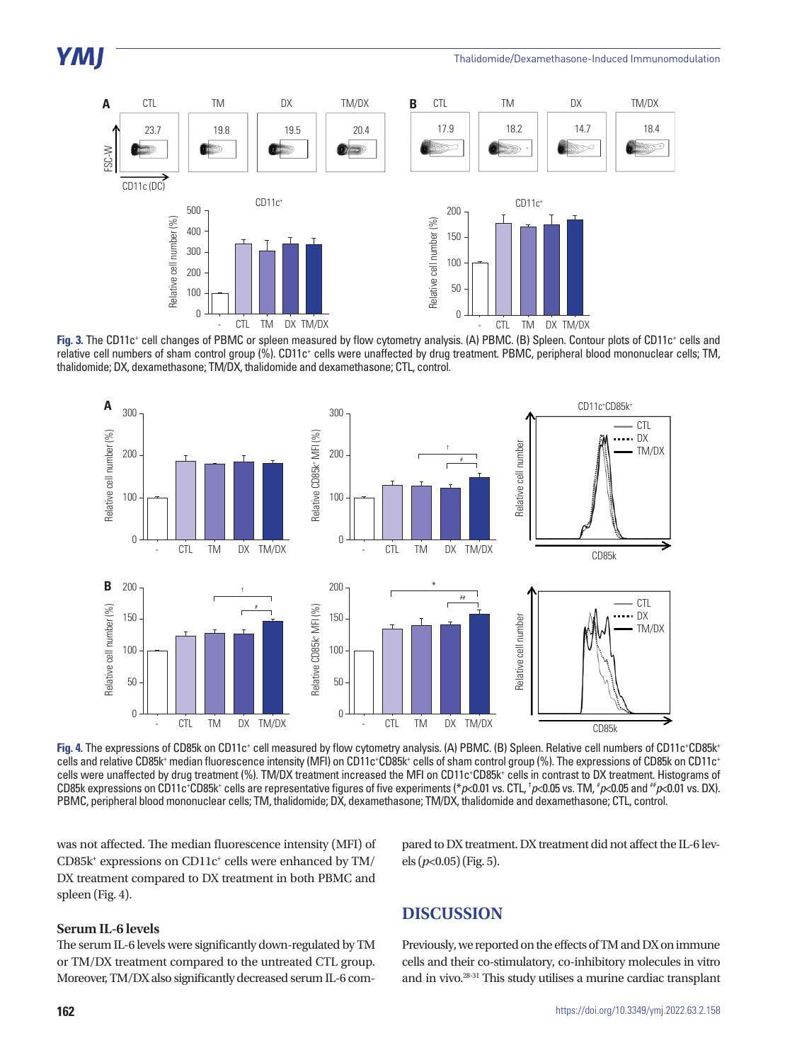**Fig. 3.** The CD11c⁺ cell changes of PBMC or spleen measured by flow cytometry analysis. (A) PBMC. (B) Spleen. Contour plots of CD11c⁺ cells and relative cell numbers of sham control group (%). CD11c⁺ cells were unaffected by drug treatment. PBMC, peripheral blood mononuclear cells; TM, thalidomide; DX, dexamethasone; TM/DX, thalidomide and dexamethasone; CTL, control.

**Fig. 4.** The expressions of CD85k on CD11c⁺ cell measured by flow cytometry analysis. (A) PBMC. (B) Spleen. Relative cell numbers of CD11c⁺CD85k⁺ cells and relative CD85k⁺ median fluorescence intensity (MFI) on CD11c⁺CD85k⁺ cells of sham control group (%). The expressions of CD85k on CD11c⁺ cells were unaffected by drug treatment (%). TM/DX treatment increased the MFI on CD11c⁺CD85k⁺ cells in contrast to DX treatment. Histograms of CD85k expressions on CD11c⁺CD85k⁺ cells are representative figures of five experiments (*$p$<0.01 vs. CTL, †$p$<0.05 vs. TM, #$p$<0.05 and ##$p$<0.01 vs. DX). PBMC, peripheral blood mononuclear cells; TM, thalidomide; DX, dexamethasone; TM/DX, thalidomide and dexamethasone; CTL, control.

was not affected. The median fluorescence intensity (MFI) of CD85k⁺ expressions on CD11c⁺ cells were enhanced by TM/DX treatment compared to DX treatment in both PBMC and spleen (Fig. 4).

### Serum IL-6 levels

The serum IL-6 levels were significantly down-regulated by TM or TM/DX treatment compared to the untreated CTL group. Moreover, TM/DX also significantly decreased serum IL-6 compared to DX treatment. DX treatment did not affect the IL-6 levels ($p$<0.05) (Fig. 5).

## DISCUSSION

Previously, we reported on the effects of TM and DX on immune cells and their co-stimulatory, co-inhibitory molecules in vitro and in vivo.[28-31] This study utilises a murine cardiac transplant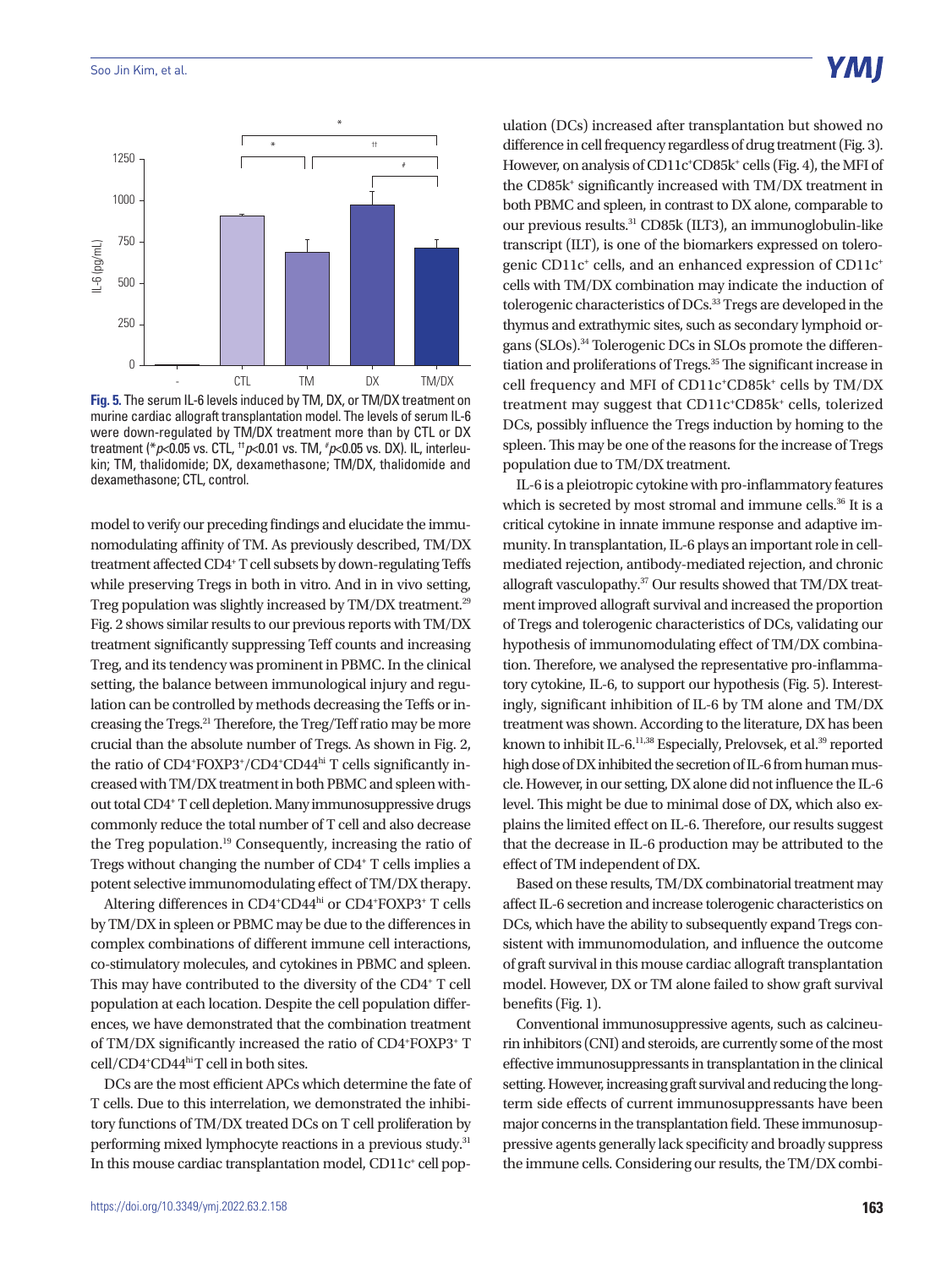Fig. 5. The serum IL-6 levels induced by TM, DX, or TM/DX treatment on murine cardiac allograft transplantation model. The levels of serum IL-6 were down-regulated by TM/DX treatment more than by CTL or DX treatment (*$p$<0.05 vs. CTL, ††$p$<0.01 vs. TM, #$p$<0.05 vs. DX). IL, interleukin; TM, thalidomide; DX, dexamethasone; TM/DX, thalidomide and dexamethasone; CTL, control.

model to verify our preceding findings and elucidate the immunomodulating affinity of TM. As previously described, TM/DX treatment affected CD4+ T cell subsets by down-regulating Teffs while preserving Tregs in both in vitro. And in in vivo setting, Treg population was slightly increased by TM/DX treatment.[29] Fig. 2 shows similar results to our previous reports with TM/DX treatment significantly suppressing Teff counts and increasing Treg, and its tendency was prominent in PBMC. In the clinical setting, the balance between immunological injury and regulation can be controlled by methods decreasing the Teffs or increasing the Tregs.[21] Therefore, the Treg/Teff ratio may be more crucial than the absolute number of Tregs. As shown in Fig. 2, the ratio of CD4+FOXP3+/CD4+CD44hi T cells significantly increased with TM/DX treatment in both PBMC and spleen without total CD4+ T cell depletion. Many immunosuppressive drugs commonly reduce the total number of T cell and also decrease the Treg population.[19] Consequently, increasing the ratio of Tregs without changing the number of CD4+ T cells implies a potent selective immunomodulating effect of TM/DX therapy.

Altering differences in CD4+CD44hi or CD4+FOXP3+ T cells by TM/DX in spleen or PBMC may be due to the differences in complex combinations of different immune cell interactions, co-stimulatory molecules, and cytokines in PBMC and spleen. This may have contributed to the diversity of the CD4+ T cell population at each location. Despite the cell population differences, we have demonstrated that the combination treatment of TM/DX significantly increased the ratio of CD4+FOXP3+ T cell/CD4+CD44hi T cell in both sites.

DCs are the most efficient APCs which determine the fate of T cells. Due to this interrelation, we demonstrated the inhibitory functions of TM/DX treated DCs on T cell proliferation by performing mixed lymphocyte reactions in a previous study.[31] In this mouse cardiac transplantation model, CD11c+ cell population (DCs) increased after transplantation but showed no difference in cell frequency regardless of drug treatment (Fig. 3). However, on analysis of CD11c+CD85k+ cells (Fig. 4), the MFI of the CD85k+ significantly increased with TM/DX treatment in both PBMC and spleen, in contrast to DX alone, comparable to our previous results.[31] CD85k (ILT3), an immunoglobulin-like transcript (ILT), is one of the biomarkers expressed on tolerogenic CD11c+ cells, and an enhanced expression of CD11c+ cells with TM/DX combination may indicate the induction of tolerogenic characteristics of DCs.[33] Tregs are developed in the thymus and extrathymic sites, such as secondary lymphoid organs (SLOs).[34] Tolerogenic DCs in SLOs promote the differentiation and proliferations of Tregs.[35] The significant increase in cell frequency and MFI of CD11c+CD85k+ cells by TM/DX treatment may suggest that CD11c+CD85k+ cells, tolerized DCs, possibly influence the Tregs induction by homing to the spleen. This may be one of the reasons for the increase of Tregs population due to TM/DX treatment.

IL-6 is a pleiotropic cytokine with pro-inflammatory features which is secreted by most stromal and immune cells.[36] It is a critical cytokine in innate immune response and adaptive immunity. In transplantation, IL-6 plays an important role in cell-mediated rejection, antibody-mediated rejection, and chronic allograft vasculopathy.[37] Our results showed that TM/DX treatment improved allograft survival and increased the proportion of Tregs and tolerogenic characteristics of DCs, validating our hypothesis of immunomodulating effect of TM/DX combination. Therefore, we analysed the representative pro-inflammatory cytokine, IL-6, to support our hypothesis (Fig. 5). Interestingly, significant inhibition of IL-6 by TM alone and TM/DX treatment was shown. According to the literature, DX has been known to inhibit IL-6.[11,38] Especially, Prelovsek, et al.[39] reported high dose of DX inhibited the secretion of IL-6 from human muscle. However, in our setting, DX alone did not influence the IL-6 level. This might be due to minimal dose of DX, which also explains the limited effect on IL-6. Therefore, our results suggest that the decrease in IL-6 production may be attributed to the effect of TM independent of DX.

Based on these results, TM/DX combinatorial treatment may affect IL-6 secretion and increase tolerogenic characteristics on DCs, which have the ability to subsequently expand Tregs consistent with immunomodulation, and influence the outcome of graft survival in this mouse cardiac allograft transplantation model. However, DX or TM alone failed to show graft survival benefits (Fig. 1).

Conventional immunosuppressive agents, such as calcineurin inhibitors (CNI) and steroids, are currently some of the most effective immunosuppressants in transplantation in the clinical setting. However, increasing graft survival and reducing the long-term side effects of current immunosuppressants have been major concerns in the transplantation field. These immunosuppressive agents generally lack specificity and broadly suppress the immune cells. Considering our results, the TM/DX combi-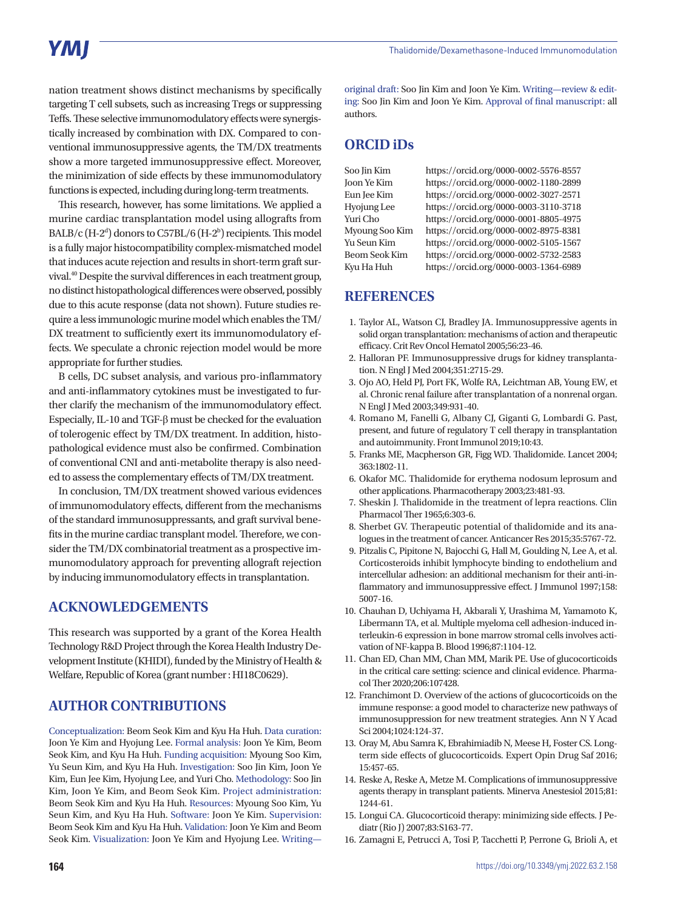nation treatment shows distinct mechanisms by specifically targeting T cell subsets, such as increasing Tregs or suppressing Teffs. These selective immunomodulatory effects were synergistically increased by combination with DX. Compared to conventional immunosuppressive agents, the TM/DX treatments show a more targeted immunosuppressive effect. Moreover, the minimization of side effects by these immunomodulatory functions is expected, including during long-term treatments.

This research, however, has some limitations. We applied a murine cardiac transplantation model using allografts from BALB/c (H-$2^d$) donors to C57BL/6 (H-$2^b$) recipients. This model is a fully major histocompatibility complex-mismatched model that induces acute rejection and results in short-term graft survival.[40] Despite the survival differences in each treatment group, no distinct histopathological differences were observed, possibly due to this acute response (data not shown). Future studies require a less immunologic murine model which enables the TM/DX treatment to sufficiently exert its immunomodulatory effects. We speculate a chronic rejection model would be more appropriate for further studies.

B cells, DC subset analysis, and various pro-inflammatory and anti-inflammatory cytokines must be investigated to further clarify the mechanism of the immunomodulatory effect. Especially, IL-10 and TGF-β must be checked for the evaluation of tolerogenic effect by TM/DX treatment. In addition, histopathological evidence must also be confirmed. Combination of conventional CNI and anti-metabolite therapy is also needed to assess the complementary effects of TM/DX treatment.

In conclusion, TM/DX treatment showed various evidences of immunomodulatory effects, different from the mechanisms of the standard immunosuppressants, and graft survival benefits in the murine cardiac transplant model. Therefore, we consider the TM/DX combinatorial treatment as a prospective immunomodulatory approach for preventing allograft rejection by inducing immunomodulatory effects in transplantation.

## ACKNOWLEDGEMENTS

This research was supported by a grant of the Korea Health Technology R&D Project through the Korea Health Industry Development Institute (KHIDI), funded by the Ministry of Health & Welfare, Republic of Korea (grant number : HI18C0629).

## AUTHOR CONTRIBUTIONS

Conceptualization: Beom Seok Kim and Kyu Ha Huh. Data curation: Joon Ye Kim and Hyojung Lee. Formal analysis: Joon Ye Kim, Beom Seok Kim, and Kyu Ha Huh. Funding acquisition: Myoung Soo Kim, Yu Seun Kim, and Kyu Ha Huh. Investigation: Soo Jin Kim, Joon Ye Kim, Eun Jee Kim, Hyojung Lee, and Yuri Cho. Methodology: Soo Jin Kim, Joon Ye Kim, and Beom Seok Kim. Project administration: Beom Seok Kim and Kyu Ha Huh. Resources: Myoung Soo Kim, Yu Seun Kim, and Kyu Ha Huh. Software: Joon Ye Kim. Supervision: Beom Seok Kim and Kyu Ha Huh. Validation: Joon Ye Kim and Beom Seok Kim. Visualization: Joon Ye Kim and Hyojung Lee. Writing—original draft: Soo Jin Kim and Joon Ye Kim. Writing—review & editing: Soo Jin Kim and Joon Ye Kim. Approval of final manuscript: all authors.

## ORCID iDs

| | |
|---|---|
| Soo Jin Kim | https://orcid.org/0000-0002-5576-8557 |
| Joon Ye Kim | https://orcid.org/0000-0002-1180-2899 |
| Eun Jee Kim | https://orcid.org/0000-0002-3027-2571 |
| Hyojung Lee | https://orcid.org/0000-0003-3110-3718 |
| Yuri Cho | https://orcid.org/0000-0001-8805-4975 |
| Myoung Soo Kim | https://orcid.org/0000-0002-8975-8381 |
| Yu Seun Kim | https://orcid.org/0000-0002-5105-1567 |
| Beom Seok Kim | https://orcid.org/0000-0002-5732-2583 |
| Kyu Ha Huh | https://orcid.org/0000-0003-1364-6989 |

## REFERENCES

1. Taylor AL, Watson CJ, Bradley JA. Immunosuppressive agents in solid organ transplantation: mechanisms of action and therapeutic efficacy. Crit Rev Oncol Hematol 2005;56:23-46.
2. Halloran PF. Immunosuppressive drugs for kidney transplantation. N Engl J Med 2004;351:2715-29.
3. Ojo AO, Held PJ, Port FK, Wolfe RA, Leichtman AB, Young EW, et al. Chronic renal failure after transplantation of a nonrenal organ. N Engl J Med 2003;349:931-40.
4. Romano M, Fanelli G, Albany CJ, Giganti G, Lombardi G. Past, present, and future of regulatory T cell therapy in transplantation and autoimmunity. Front Immunol 2019;10:43.
5. Franks ME, Macpherson GR, Figg WD. Thalidomide. Lancet 2004; 363:1802-11.
6. Okafor MC. Thalidomide for erythema nodosum leprosum and other applications. Pharmacotherapy 2003;23:481-93.
7. Sheskin J. Thalidomide in the treatment of lepra reactions. Clin Pharmacol Ther 1965;6:303-6.
8. Sherbet GV. Therapeutic potential of thalidomide and its analogues in the treatment of cancer. Anticancer Res 2015;35:5767-72.
9. Pitzalis C, Pipitone N, Bajocchi G, Hall M, Goulding N, Lee A, et al. Corticosteroids inhibit lymphocyte binding to endothelium and intercellular adhesion: an additional mechanism for their anti-inflammatory and immunosuppressive effect. J Immunol 1997;158: 5007-16.
10. Chauhan D, Uchiyama H, Akbarali Y, Urashima M, Yamamoto K, Libermann TA, et al. Multiple myeloma cell adhesion-induced interleukin-6 expression in bone marrow stromal cells involves activation of NF-kappa B. Blood 1996;87:1104-12.
11. Chan ED, Chan MM, Chan MM, Marik PE. Use of glucocorticoids in the critical care setting: science and clinical evidence. Pharmacol Ther 2020;206:107428.
12. Franchimont D. Overview of the actions of glucocorticoids on the immune response: a good model to characterize new pathways of immunosuppression for new treatment strategies. Ann N Y Acad Sci 2004;1024:124-37.
13. Oray M, Abu Samra K, Ebrahimiadib N, Meese H, Foster CS. Long-term side effects of glucocorticoids. Expert Opin Drug Saf 2016; 15:457-65.
14. Reske A, Reske A, Metze M. Complications of immunosuppressive agents therapy in transplant patients. Minerva Anestesiol 2015;81: 1244-61.
15. Longui CA. Glucocorticoid therapy: minimizing side effects. J Pediatr (Rio J) 2007;83:S163-77.
16. Zamagni E, Petrucci A, Tosi P, Tacchetti P, Perrone G, Brioli A, et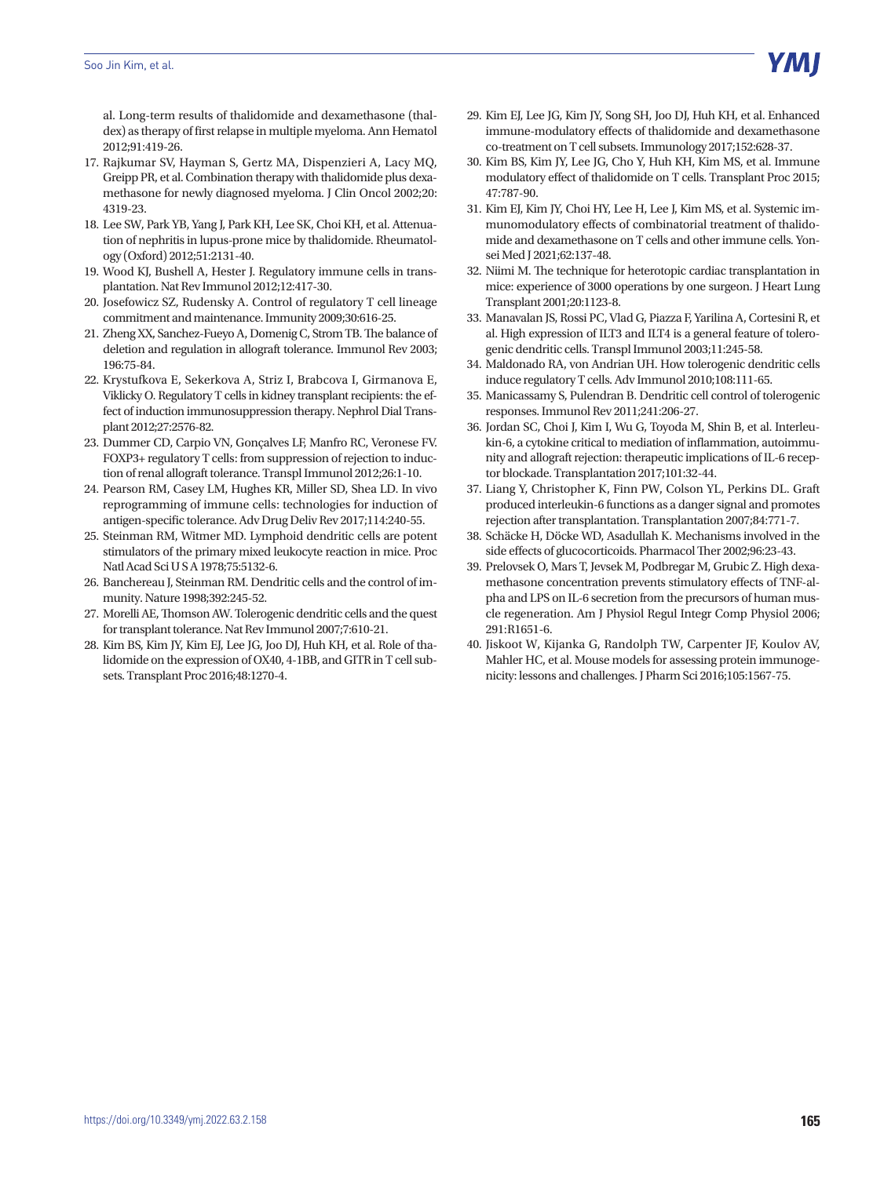al. Long-term results of thalidomide and dexamethasone (thaldex) as therapy of first relapse in multiple myeloma. Ann Hematol 2012;91:419-26.

17. Rajkumar SV, Hayman S, Gertz MA, Dispenzieri A, Lacy MQ, Greipp PR, et al. Combination therapy with thalidomide plus dexamethasone for newly diagnosed myeloma. J Clin Oncol 2002;20:4319-23.
18. Lee SW, Park YB, Yang J, Park KH, Lee SK, Choi KH, et al. Attenuation of nephritis in lupus-prone mice by thalidomide. Rheumatology (Oxford) 2012;51:2131-40.
19. Wood KJ, Bushell A, Hester J. Regulatory immune cells in transplantation. Nat Rev Immunol 2012;12:417-30.
20. Josefowicz SZ, Rudensky A. Control of regulatory T cell lineage commitment and maintenance. Immunity 2009;30:616-25.
21. Zheng XX, Sanchez-Fueyo A, Domenig C, Strom TB. The balance of deletion and regulation in allograft tolerance. Immunol Rev 2003;196:75-84.
22. Krystufkova E, Sekerkova A, Striz I, Brabcova I, Girmanova E, Viklicky O. Regulatory T cells in kidney transplant recipients: the effect of induction immunosuppression therapy. Nephrol Dial Transplant 2012;27:2576-82.
23. Dummer CD, Carpio VN, Gonçalves LF, Manfro RC, Veronese FV. FOXP3+ regulatory T cells: from suppression of rejection to induction of renal allograft tolerance. Transpl Immunol 2012;26:1-10.
24. Pearson RM, Casey LM, Hughes KR, Miller SD, Shea LD. In vivo reprogramming of immune cells: technologies for induction of antigen-specific tolerance. Adv Drug Deliv Rev 2017;114:240-55.
25. Steinman RM, Witmer MD. Lymphoid dendritic cells are potent stimulators of the primary mixed leukocyte reaction in mice. Proc Natl Acad Sci U S A 1978;75:5132-6.
26. Banchereau J, Steinman RM. Dendritic cells and the control of immunity. Nature 1998;392:245-52.
27. Morelli AE, Thomson AW. Tolerogenic dendritic cells and the quest for transplant tolerance. Nat Rev Immunol 2007;7:610-21.
28. Kim BS, Kim JY, Kim EJ, Lee JG, Joo DJ, Huh KH, et al. Role of thalidomide on the expression of OX40, 4-1BB, and GITR in T cell subsets. Transplant Proc 2016;48:1270-4.
29. Kim EJ, Lee JG, Kim JY, Song SH, Joo DJ, Huh KH, et al. Enhanced immune-modulatory effects of thalidomide and dexamethasone co-treatment on T cell subsets. Immunology 2017;152:628-37.
30. Kim BS, Kim JY, Lee JG, Cho Y, Huh KH, Kim MS, et al. Immune modulatory effect of thalidomide on T cells. Transplant Proc 2015;47:787-90.
31. Kim EJ, Kim JY, Choi HY, Lee H, Lee J, Kim MS, et al. Systemic immunomodulatory effects of combinatorial treatment of thalidomide and dexamethasone on T cells and other immune cells. Yonsei Med J 2021;62:137-48.
32. Niimi M. The technique for heterotopic cardiac transplantation in mice: experience of 3000 operations by one surgeon. J Heart Lung Transplant 2001;20:1123-8.
33. Manavalan JS, Rossi PC, Vlad G, Piazza F, Yarilina A, Cortesini R, et al. High expression of ILT3 and ILT4 is a general feature of tolerogenic dendritic cells. Transpl Immunol 2003;11:245-58.
34. Maldonado RA, von Andrian UH. How tolerogenic dendritic cells induce regulatory T cells. Adv Immunol 2010;108:111-65.
35. Manicassamy S, Pulendran B. Dendritic cell control of tolerogenic responses. Immunol Rev 2011;241:206-27.
36. Jordan SC, Choi J, Kim I, Wu G, Toyoda M, Shin B, et al. Interleukin-6, a cytokine critical to mediation of inflammation, autoimmunity and allograft rejection: therapeutic implications of IL-6 receptor blockade. Transplantation 2017;101:32-44.
37. Liang Y, Christopher K, Finn PW, Colson YL, Perkins DL. Graft produced interleukin-6 functions as a danger signal and promotes rejection after transplantation. Transplantation 2007;84:771-7.
38. Schäcke H, Döcke WD, Asadullah K. Mechanisms involved in the side effects of glucocorticoids. Pharmacol Ther 2002;96:23-43.
39. Prelovsek O, Mars T, Jevsek M, Podbregar M, Grubic Z. High dexamethasone concentration prevents stimulatory effects of TNF-alpha and LPS on IL-6 secretion from the precursors of human muscle regeneration. Am J Physiol Regul Integr Comp Physiol 2006;291:R1651-6.
40. Jiskoot W, Kijanka G, Randolph TW, Carpenter JF, Koulov AV, Mahler HC, et al. Mouse models for assessing protein immunogenicity: lessons and challenges. J Pharm Sci 2016;105:1567-75.